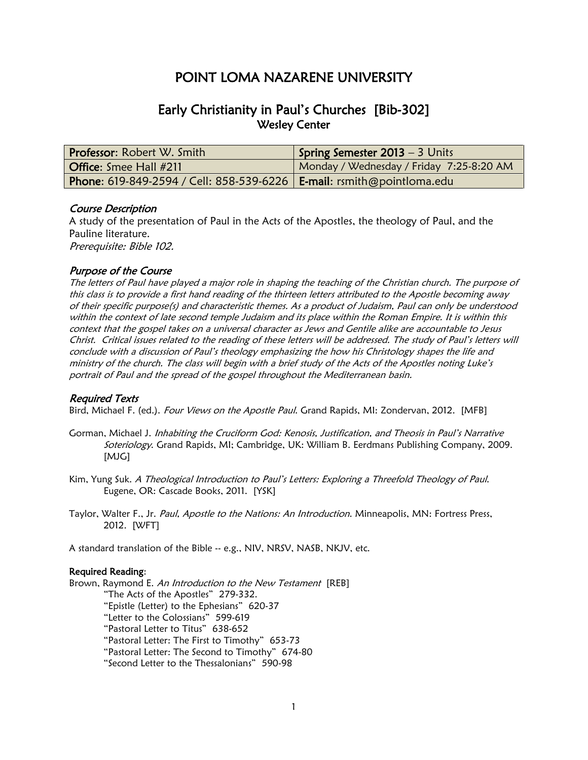# POINT LOMA NAZARENE UNIVERSITY

## Early Christianity in Paul's Churches [Bib-302]

### Wesley Center

| **Professor**: Robert W. Smith | **Spring Semester 2013** – 3 Units |
|---|---|
| **Office**: Smee Hall #211 | Monday / Wednesday / Friday 7:25-8:20 AM |
| **Phone**: 619-849-2594 / Cell: 858-539-6226 | **E-mail**: rsmith@pointloma.edu |

### *Course Description*

A study of the presentation of Paul in the Acts of the Apostles, the theology of Paul, and the Pauline literature.

*Prerequisite: Bible 102.*

### *Purpose of the Course*

*The letters of Paul have played a major role in shaping the teaching of the Christian church. The purpose of this class is to provide a first hand reading of the thirteen letters attributed to the Apostle becoming away of their specific purpose(s) and characteristic themes. As a product of Judaism, Paul can only be understood within the context of late second temple Judaism and its place within the Roman Empire. It is within this context that the gospel takes on a universal character as Jews and Gentile alike are accountable to Jesus Christ. Critical issues related to the reading of these letters will be addressed. The study of Paul's letters will conclude with a discussion of Paul's theology emphasizing the how his Christology shapes the life and ministry of the church. The class will begin with a brief study of the Acts of the Apostles noting Luke's portrait of Paul and the spread of the gospel throughout the Mediterranean basin.*

### *Required Texts*

Bird, Michael F. (ed.). *Four Views on the Apostle Paul*. Grand Rapids, MI: Zondervan, 2012. [MFB]

Gorman, Michael J. *Inhabiting the Cruciform God: Kenosis, Justification, and Theosis in Paul's Narrative Soteriology*. Grand Rapids, MI; Cambridge, UK: William B. Eerdmans Publishing Company, 2009. [MJG]

Kim, Yung Suk. *A Theological Introduction to Paul's Letters: Exploring a Threefold Theology of Paul*. Eugene, OR: Cascade Books, 2011. [YSK]

Taylor, Walter F., Jr. *Paul, Apostle to the Nations: An Introduction*. Minneapolis, MN: Fortress Press, 2012. [WFT]

A standard translation of the Bible -- e.g., NIV, NRSV, NASB, NKJV, etc.

**Required Reading**:

Brown, Raymond E. *An Introduction to the New Testament* [REB]

- "The Acts of the Apostles" 279-332.
- "Epistle (Letter) to the Ephesians" 620-37
- "Letter to the Colossians" 599-619
- "Pastoral Letter to Titus" 638-652
- "Pastoral Letter: The First to Timothy" 653-73
- "Pastoral Letter: The Second to Timothy" 674-80
- "Second Letter to the Thessalonians" 590-98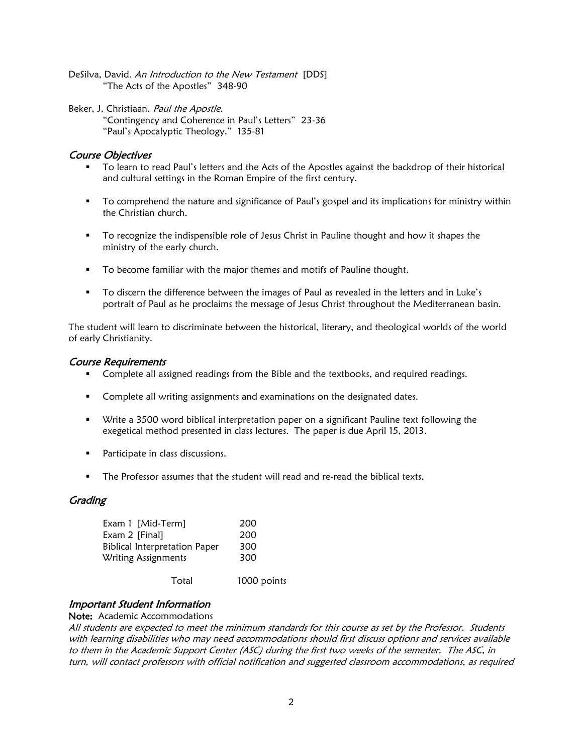DeSilva, David. *An Introduction to the New Testament* [DDS]
"The Acts of the Apostles" 348-90

Beker, J. Christiaan. *Paul the Apostle*.
"Contingency and Coherence in Paul's Letters" 23-36
"Paul's Apocalyptic Theology." 135-81

## *Course Objectives*

- To learn to read Paul's letters and the Acts of the Apostles against the backdrop of their historical and cultural settings in the Roman Empire of the first century.
- To comprehend the nature and significance of Paul's gospel and its implications for ministry within the Christian church.
- To recognize the indispensible role of Jesus Christ in Pauline thought and how it shapes the ministry of the early church.
- To become familiar with the major themes and motifs of Pauline thought.
- To discern the difference between the images of Paul as revealed in the letters and in Luke's portrait of Paul as he proclaims the message of Jesus Christ throughout the Mediterranean basin.

The student will learn to discriminate between the historical, literary, and theological worlds of the world of early Christianity.

## *Course Requirements*

- Complete all assigned readings from the Bible and the textbooks, and required readings.
- Complete all writing assignments and examinations on the designated dates.
- Write a 3500 word biblical interpretation paper on a significant Pauline text following the exegetical method presented in class lectures. The paper is due April 15, 2013.
- Participate in class discussions.
- The Professor assumes that the student will read and re-read the biblical texts.

## *Grading*

| | |
|---|---|
| Exam 1 [Mid-Term] | 200 |
| Exam 2 [Final] | 200 |
| Biblical Interpretation Paper | 300 |
| Writing Assignments | 300 |
| Total | 1000 points |

## *Important Student Information*

**Note:** Academic Accommodations

*All students are expected to meet the minimum standards for this course as set by the Professor. Students with learning disabilities who may need accommodations should first discuss options and services available to them in the Academic Support Center (ASC) during the first two weeks of the semester. The ASC, in turn, will contact professors with official notification and suggested classroom accommodations, as required*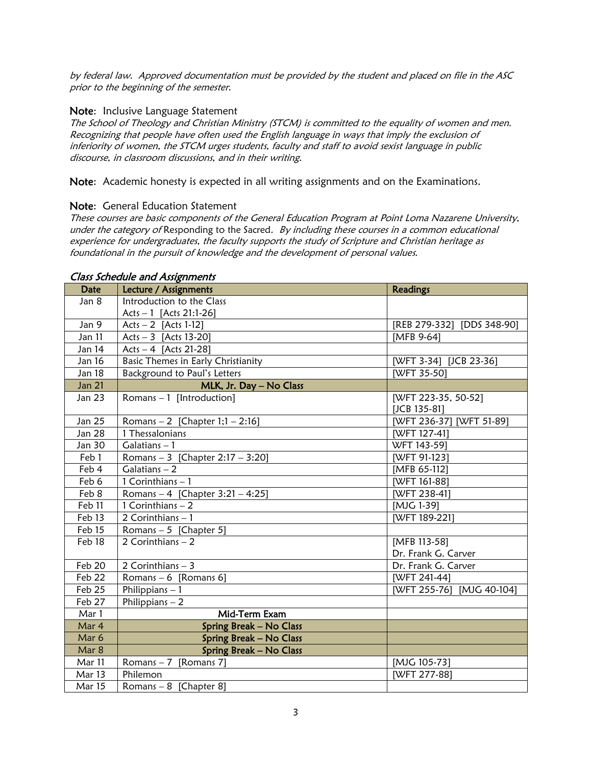*by federal law. Approved documentation must be provided by the student and placed on file in the ASC prior to the beginning of the semester.*

**Note:** Inclusive Language Statement
*The School of Theology and Christian Ministry (STCM) is committed to the equality of women and men. Recognizing that people have often used the English language in ways that imply the exclusion of inferiority of women, the STCM urges students, faculty and staff to avoid sexist language in public discourse, in classroom discussions, and in their writing.*

**Note:** Academic honesty is expected in all writing assignments and on the Examinations.

**Note:** General Education Statement
*These courses are basic components of the General Education Program at Point Loma Nazarene University, under the category of* Responding to the Sacred. *By including these courses in a common educational experience for undergraduates, the faculty supports the study of Scripture and Christian heritage as foundational in the pursuit of knowledge and the development of personal values.*

### *Class Schedule and Assignments*

| Date | Lecture / Assignments | Readings |
|---|---|---|
| Jan 8 | Introduction to the Class<br>Acts – 1 [Acts 21:1-26] | |
| Jan 9 | Acts – 2 [Acts 1-12] | [REB 279-332] [DDS 348-90] |
| Jan 11 | Acts – 3 [Acts 13-20] | [MFB 9-64] |
| Jan 14 | Acts – 4 [Acts 21-28] | |
| Jan 16 | Basic Themes in Early Christianity | [WFT 3-34] [JCB 23-36] |
| Jan 18 | Background to Paul's Letters | [WFT 35-50] |
| Jan 21 | **MLK, Jr. Day – No Class** | |
| Jan 23 | Romans – 1 [Introduction] | [WFT 223-35, 50-52]<br>[JCB 135-81] |
| Jan 25 | Romans – 2 [Chapter 1;1 – 2:16] | [WFT 236-37] [WFT 51-89] |
| Jan 28 | 1 Thessalonians | [WFT 127-41] |
| Jan 30 | Galatians – 1 | WFT 143-59] |
| Feb 1 | Romans – 3 [Chapter 2:17 – 3:20] | [WFT 91-123] |
| Feb 4 | Galatians – 2 | [MFB 65-112] |
| Feb 6 | 1 Corinthians – 1 | [WFT 161-88] |
| Feb 8 | Romans – 4 [Chapter 3:21 – 4:25] | [WFT 238-41] |
| Feb 11 | 1 Corinthians – 2 | [MJG 1-39] |
| Feb 13 | 2 Corinthians – 1 | [WFT 189-221] |
| Feb 15 | Romans – 5 [Chapter 5] | |
| Feb 18 | 2 Corinthians – 2 | [MFB 113-58]<br>Dr. Frank G. Carver |
| Feb 20 | 2 Corinthians – 3 | Dr. Frank G. Carver |
| Feb 22 | Romans – 6 [Romans 6] | [WFT 241-44] |
| Feb 25 | Philippians – 1 | [WFT 255-76] [MJG 40-104] |
| Feb 27 | Philippians – 2 | |
| Mar 1 | **Mid-Term Exam** | |
| Mar 4 | **Spring Break – No Class** | |
| Mar 6 | **Spring Break – No Class** | |
| Mar 8 | **Spring Break – No Class** | |
| Mar 11 | Romans – 7 [Romans 7] | [MJG 105-73] |
| Mar 13 | Philemon | [WFT 277-88] |
| Mar 15 | Romans – 8 [Chapter 8] | |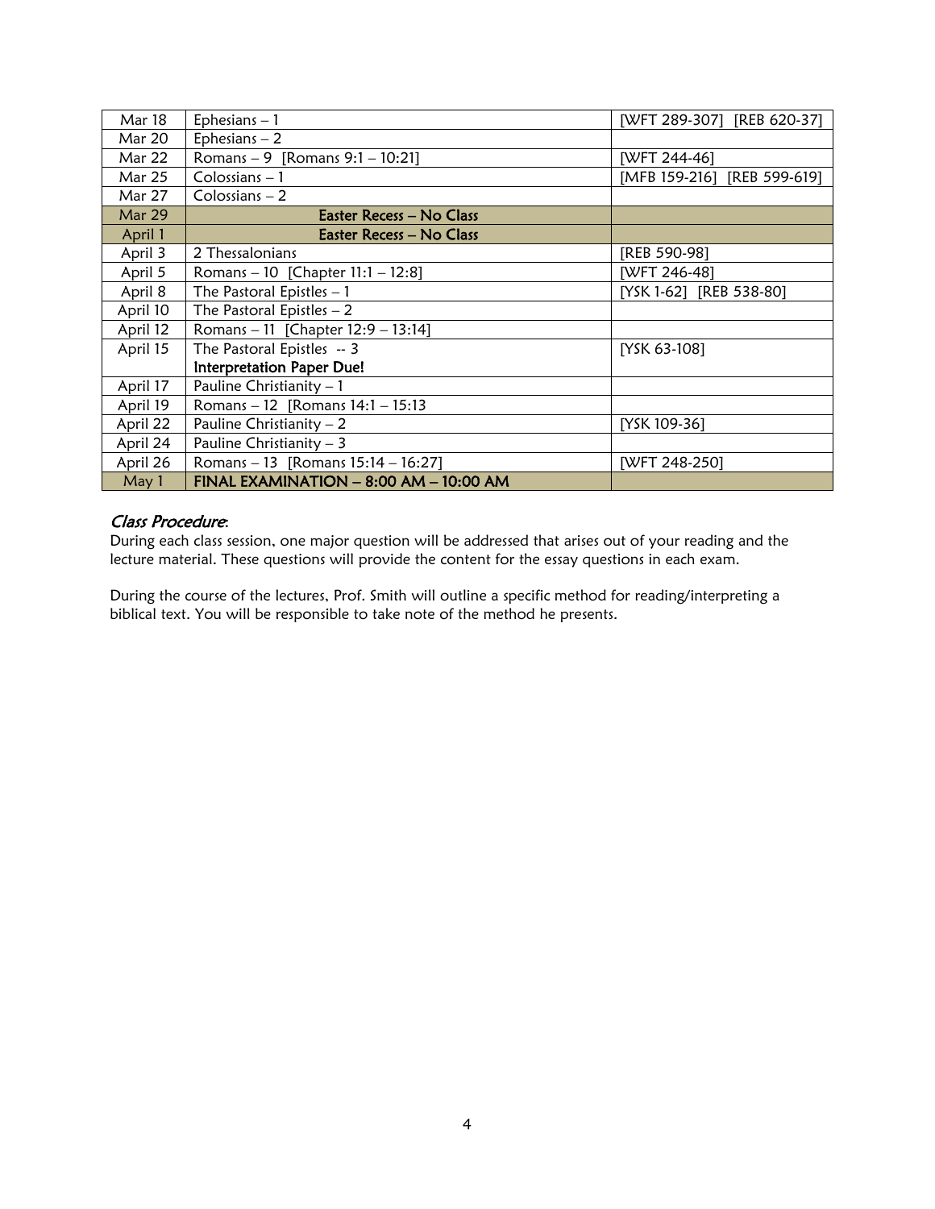| | | |
|---|---|---|
| Mar 18 | Ephesians – 1 | [WFT 289-307] [REB 620-37] |
| Mar 20 | Ephesians – 2 | |
| Mar 22 | Romans – 9 [Romans 9:1 – 10:21] | [WFT 244-46] |
| Mar 25 | Colossians – 1 | [MFB 159-216] [REB 599-619] |
| Mar 27 | Colossians – 2 | |
| Mar 29 | **Easter Recess – No Class** | |
| April 1 | **Easter Recess – No Class** | |
| April 3 | 2 Thessalonians | [REB 590-98] |
| April 5 | Romans – 10 [Chapter 11:1 – 12:8] | [WFT 246-48] |
| April 8 | The Pastoral Epistles – 1 | [YSK 1-62] [REB 538-80] |
| April 10 | The Pastoral Epistles – 2 | |
| April 12 | Romans – 11 [Chapter 12:9 – 13:14] | |
| April 15 | The Pastoral Epistles -- 3<br>**Interpretation Paper Due!** | [YSK 63-108] |
| April 17 | Pauline Christianity – 1 | |
| April 19 | Romans – 12 [Romans 14:1 – 15:13 | |
| April 22 | Pauline Christianity – 2 | [YSK 109-36] |
| April 24 | Pauline Christianity – 3 | |
| April 26 | Romans – 13 [Romans 15:14 – 16:27] | [WFT 248-250] |
| May 1 | **FINAL EXAMINATION – 8:00 AM – 10:00 AM** | |

*Class Procedure*:

During each class session, one major question will be addressed that arises out of your reading and the lecture material. These questions will provide the content for the essay questions in each exam.

During the course of the lectures, Prof. Smith will outline a specific method for reading/interpreting a biblical text. You will be responsible to take note of the method he presents.